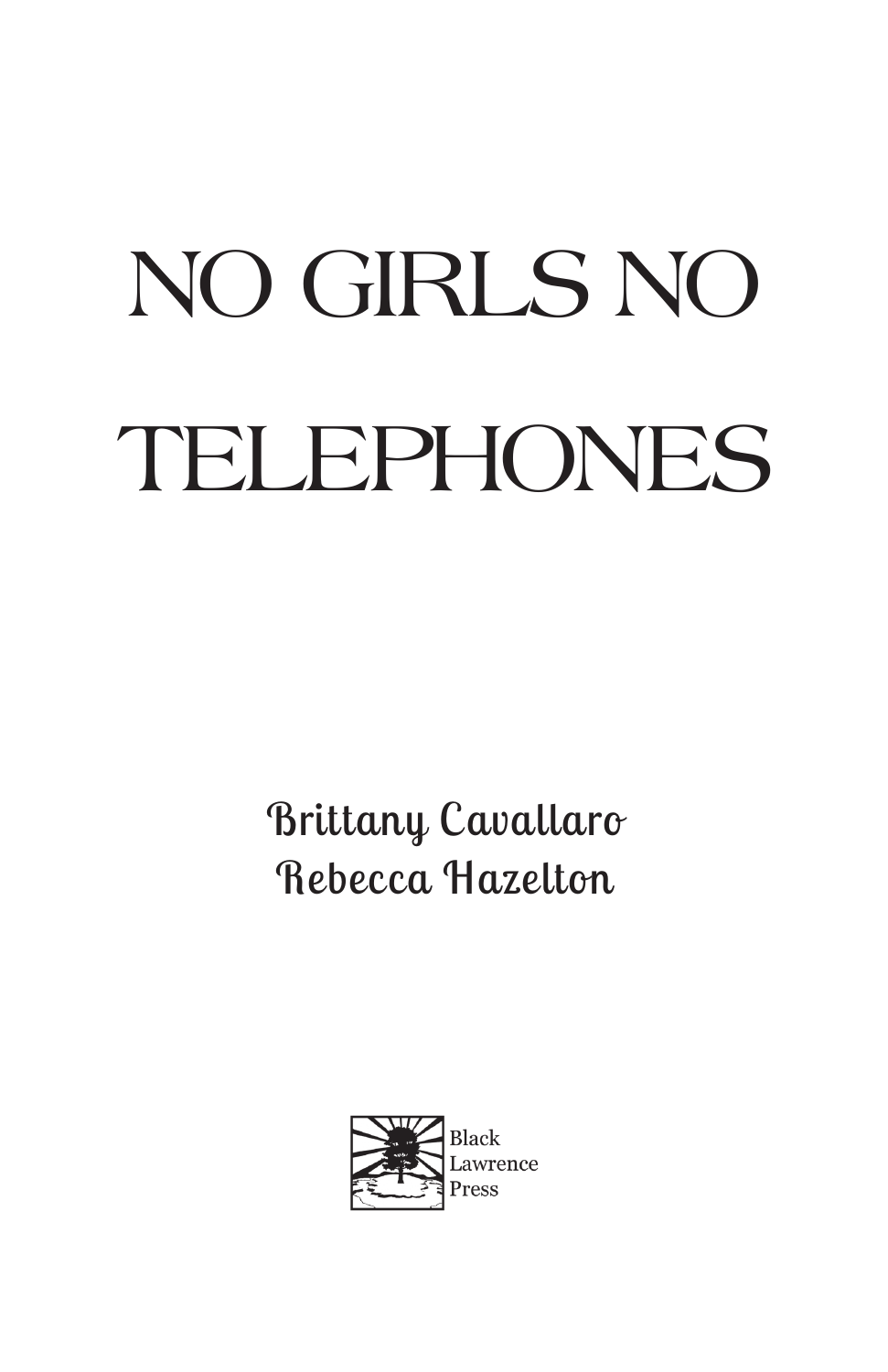# NO GIRLS NO TELEPHONES

Brittany Cavallaro
Rebecca Hazelton

Black
Lawrence
Press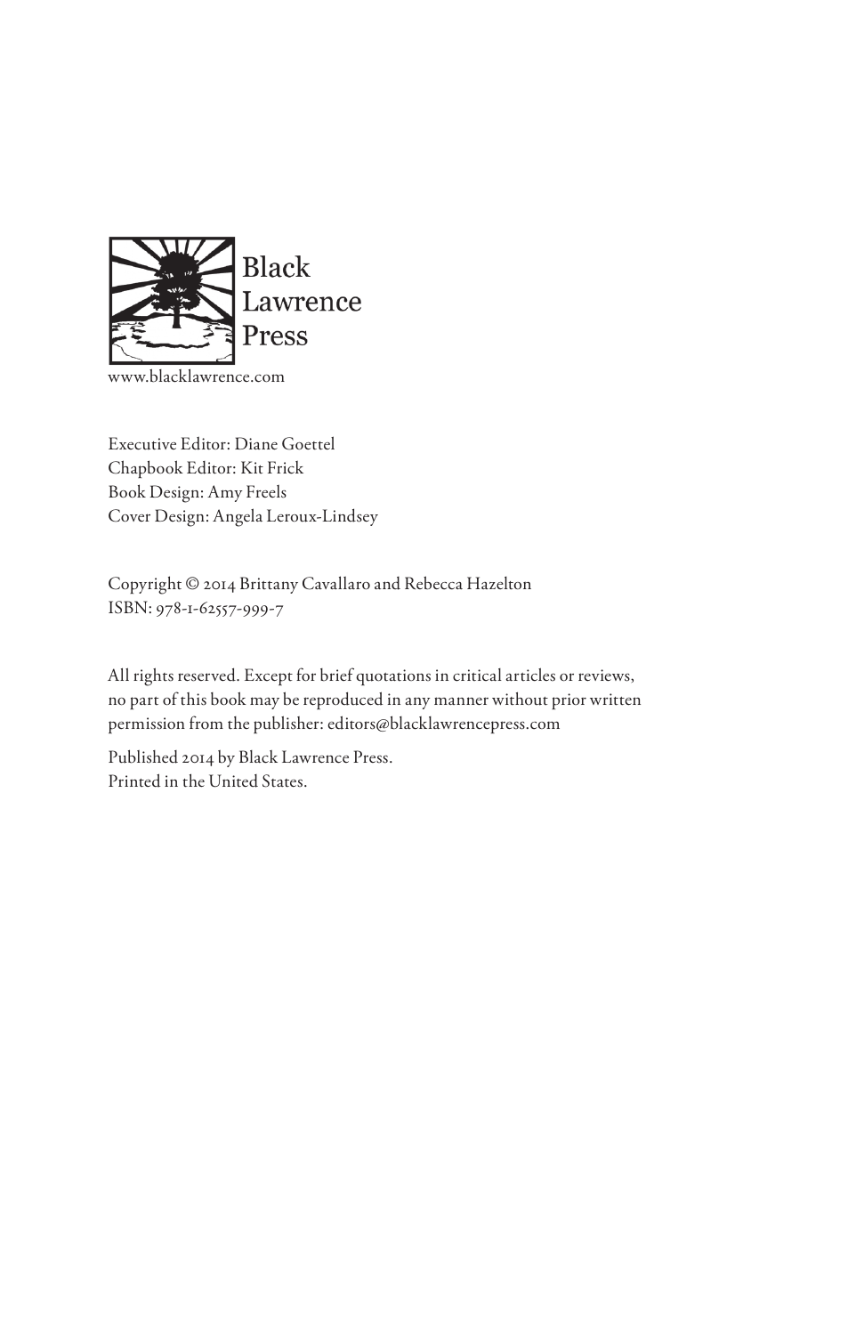Black
Lawrence
Press

www.blacklawrence.com

Executive Editor: Diane Goettel
Chapbook Editor: Kit Frick
Book Design: Amy Freels
Cover Design: Angela Leroux-Lindsey

Copyright © 2014 Brittany Cavallaro and Rebecca Hazelton
ISBN: 978-1-62557-999-7

All rights reserved. Except for brief quotations in critical articles or reviews, no part of this book may be reproduced in any manner without prior written permission from the publisher: editors@blacklawrencepress.com

Published 2014 by Black Lawrence Press.
Printed in the United States.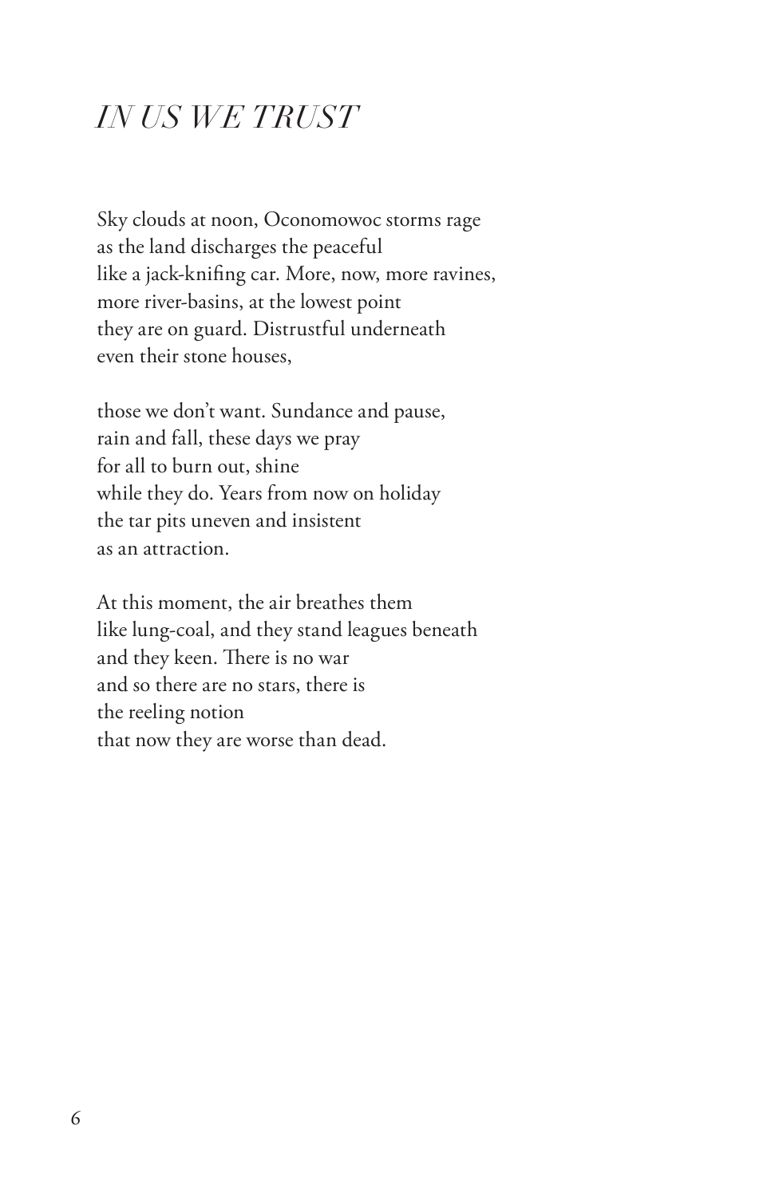# *IN US WE TRUST*

Sky clouds at noon, Oconomowoc storms rage  
as the land discharges the peaceful  
like a jack-knifing car. More, now, more ravines,  
more river-basins, at the lowest point  
they are on guard. Distrustful underneath  
even their stone houses,

those we don't want. Sundance and pause,  
rain and fall, these days we pray  
for all to burn out, shine  
while they do. Years from now on holiday  
the tar pits uneven and insistent  
as an attraction.

At this moment, the air breathes them  
like lung-coal, and they stand leagues beneath  
and they keen. There is no war  
and so there are no stars, there is  
the reeling notion  
that now they are worse than dead.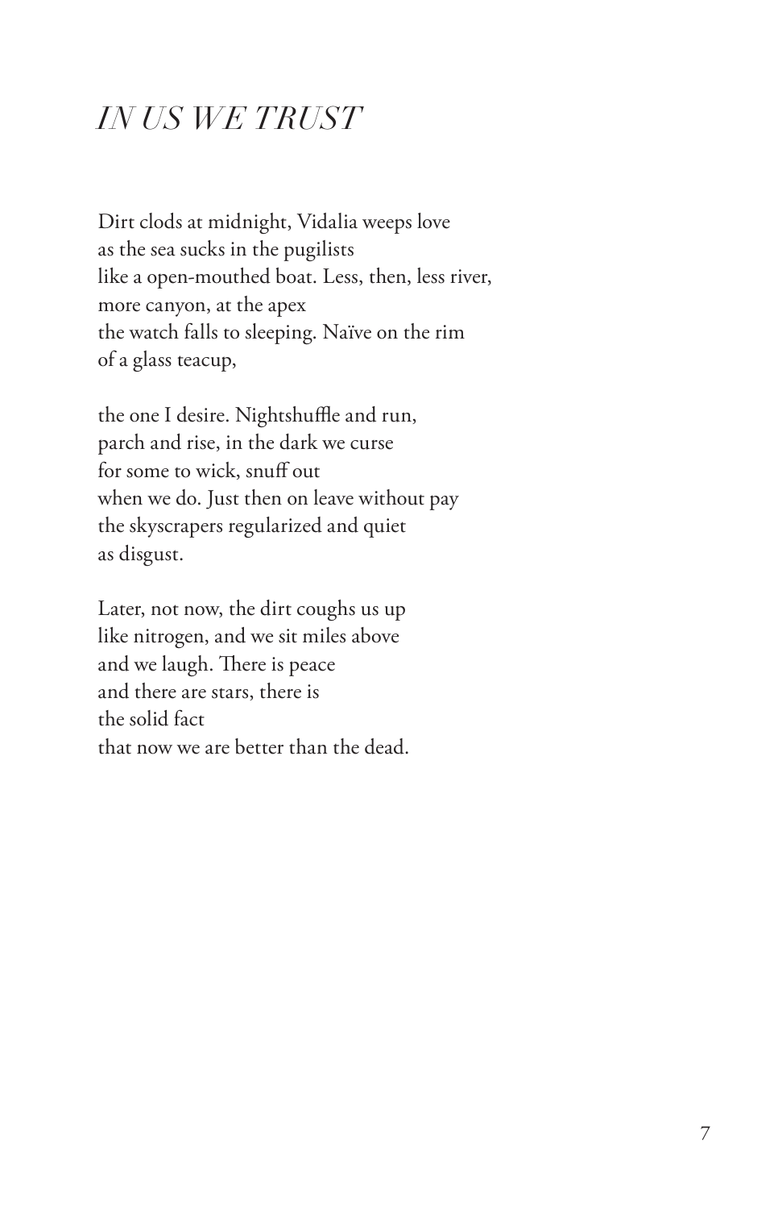# *IN US WE TRUST*

Dirt clods at midnight, Vidalia weeps love  
as the sea sucks in the pugilists  
like a open-mouthed boat. Less, then, less river,  
more canyon, at the apex  
the watch falls to sleeping. Naïve on the rim  
of a glass teacup,

the one I desire. Nightshuffle and run,  
parch and rise, in the dark we curse  
for some to wick, snuff out  
when we do. Just then on leave without pay  
the skyscrapers regularized and quiet  
as disgust.

Later, not now, the dirt coughs us up  
like nitrogen, and we sit miles above  
and we laugh. There is peace  
and there are stars, there is  
the solid fact  
that now we are better than the dead.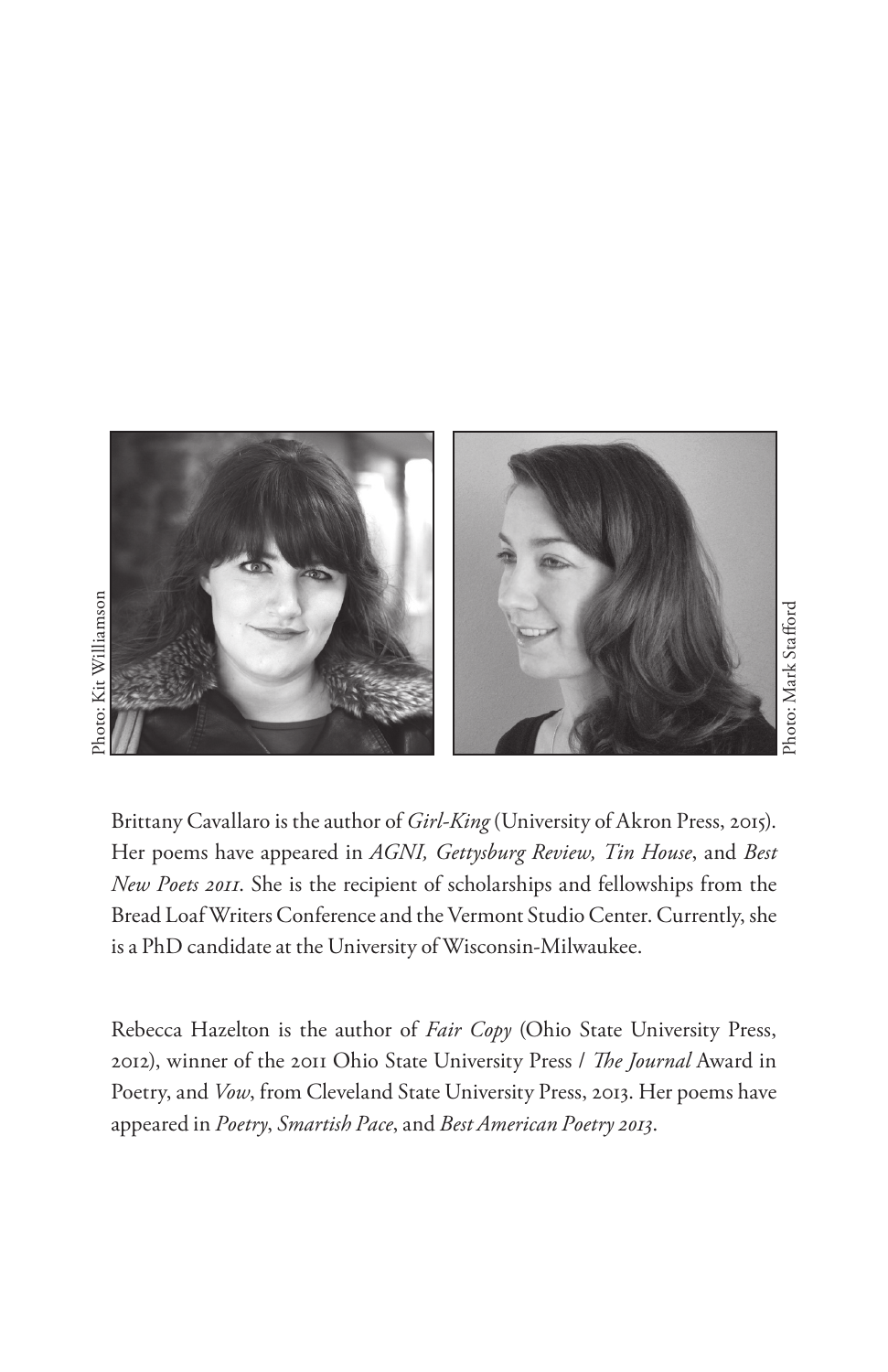Photo: Kit Williamson

Photo: Mark Stafford

Brittany Cavallaro is the author of *Girl-King* (University of Akron Press, 2015). Her poems have appeared in *AGNI, Gettysburg Review, Tin House*, and *Best New Poets 2011*. She is the recipient of scholarships and fellowships from the Bread Loaf Writers Conference and the Vermont Studio Center. Currently, she is a PhD candidate at the University of Wisconsin-Milwaukee.

Rebecca Hazelton is the author of *Fair Copy* (Ohio State University Press, 2012), winner of the 2011 Ohio State University Press / *The Journal* Award in Poetry, and *Vow*, from Cleveland State University Press, 2013. Her poems have appeared in *Poetry*, *Smartish Pace*, and *Best American Poetry 2013*.